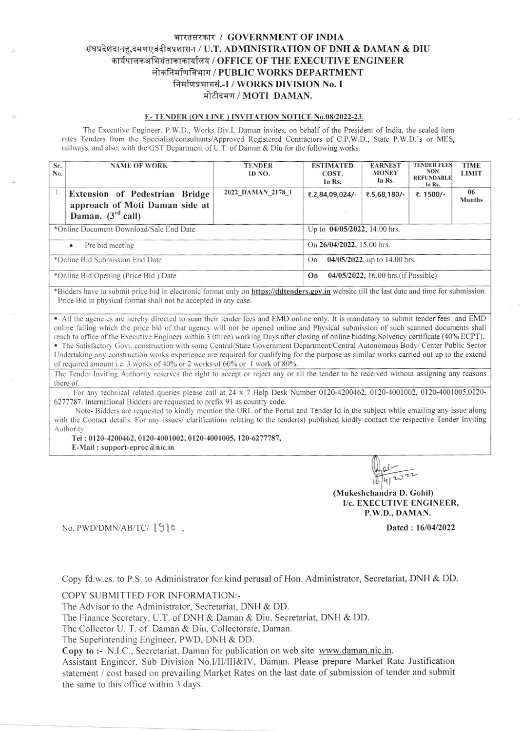# भारतसरकार / GOVERNMENT OF INDIA
# संघप्रदेशदानह,दमणएवंदीवप्रशासन / U.T. ADMINISTRATION OF DNH & DAMAN & DIU
## कार्यपालकअभियंताकाकार्यालय / OFFICE OF THE EXECUTIVE ENGINEER
## लोकनिर्माणविभाग / PUBLIC WORKS DEPARTMENT
## निर्माणप्रभागसं.-I / WORKS DIVISION No. I
## मोटीदमण / MOTI DAMAN.

### E- TENDER (ON LINE ) INVITATION NOTICE No.08/2022-23.

The Executive Engineer, P.W.D., Works Div.I, Daman invites, on behalf of the President of India, the sealed item rates Tenders from the Specialist/consultants/Approved Registered Contractors of C.P.W.D., State P.W.D.'s or MES, railways, and also, with the GST Department of U.T. of Daman & Diu for the following works.

| Sr. No. | NAME OF WORK | TENDER ID NO. | ESTIMATED COST. In Rs. | EARNEST MONEY In Rs. | TENDER FEES NON REFUNDABLE In Rs. | TIME LIMIT |
|---|---|---|---|---|---|---|
| 1. | **Extension of Pedestrian Bridge approach of Moti Daman side at Daman. (3rd call)** | 2022_DAMAN_2178_1 | ₹.2,84,09,024/- | ₹.5,68,180/- | ₹. 1500/- | 06 Months |
| *Online Document Download/Sale End Date | | | Up to **04/05/2022**, 14.00 hrs. | | | |
| • Pre bid meeting | | | On **26/04/2022**, 15.00 hrs. | | | |
| *Online Bid Submission End Date | | | On **04/05/2022**, up to 14.00 hrs. | | | |
| *Online Bid Opening (Price Bid ) Date | | | On **04/05/2022**, 16.00 hrs.(if Possible) | | | |

*Bidders have to submit price bid in electronic format only on **https://ddtenders.gov.in** website till the last date and time for submission. Price Bid in physical format shall not be accepted in any case.

- All the agencies are hereby directed to scan their tender fees and EMD online only. It is mandatory to submit tender fees and EMD online failing which the price bid of that agency will not be opened online and Physical submission of such scanned documents shall reach to office of the Executive Engineer within 3 (three) working Days after closing of online bidding.Solvency certificate (40% ECPT).
- The Satisfactory Govt. construction with some Central/State Government Department/Central Autonomous Body/ Center Public Sector Undertaking any construction works experience are required for qualifying for the purpose as similar works carried out up to the extend of required amount i.e. 3 works of 40% or 2 works of 60% or 1 work of 80%.

The Tender Inviting Authority reserves the right to accept or reject any or all the tender to be received without assigning any reasons there of.

For any technical related queries please call at 24 x 7 Help Desk Number 0120-4200462, 0120-4001002, 0120-4001005,0120-6277787. International Bidders are requested to prefix 91 as country code.

Note- Bidders are requested to kindly mention the URL of the Portal and Tender Id in the subject while emailing any issue along with the Contact details. For any issues/ clarifications relating to the tender(s) published kindly contact the respective Tender Inviting Authority.

**Tel : 0120-4200462, 0120-4001002, 0120-4001005, 120-6277787,**
**E-Mail : support-eproc@nic.in**

16/4/2022

**(Mukeshchandra D. Gohil)**
**I/c. EXECUTIVE ENGINEER,**
**P.W.D., DAMAN.**

No. PWD/DMN/AB/TC/ 1910 ,

**Dated : 16/04/2022**

Copy fd.w.cs. to P.S. to Administrator for kind perusal of Hon. Administrator, Secretariat, DNH & DD.

COPY SUBMITTED FOR INFORMATION:-

The Advisor to the Administrator, Secretariat, DNH & DD.
The Finance Secretary, U.T. of DNH & Daman & Diu, Secretariat, DNH & DD.
The Collector U. T. of Daman & Diu, Collectorate, Daman.
The Superintending Engineer, PWD, DNH & DD.

**Copy to :-** N.I.C., Secretariat, Daman for publication on web site www.daman.nic.in.
Assistant Engineer, Sub Division No.I/II/III&IV, Daman. Please prepare Market Rate Justification statement / cost based on prevailing Market Rates on the last date of submission of tender and submit the same to this office within 3 days.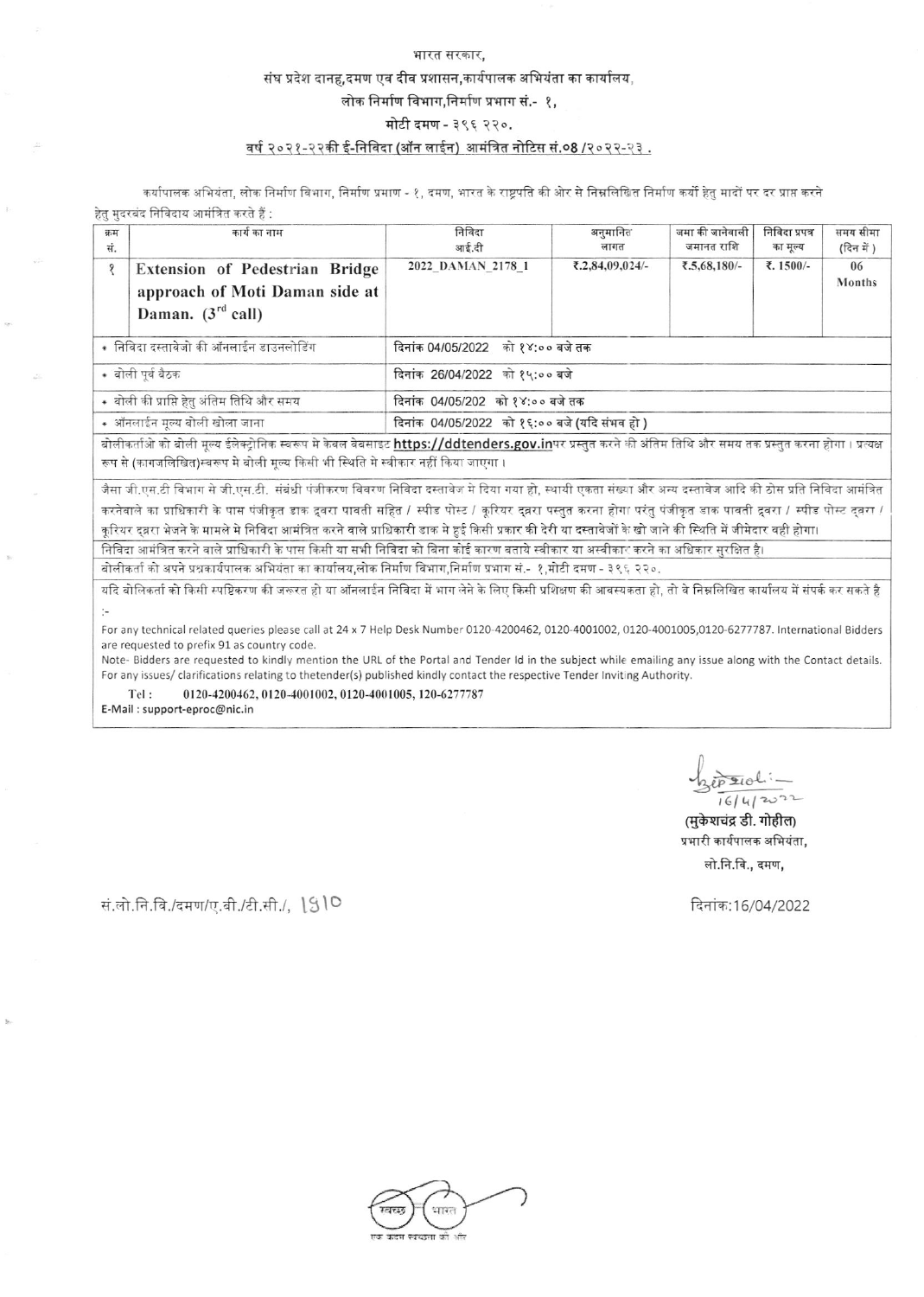भारत सरकार,

संघ प्रदेश दानह,दमण एव दीव प्रशासन,कार्यपालक अभियंता का कार्यालय,

लोक निर्माण विभाग,निर्माण प्रभाग सं.- १,

मोटी दमण - ३९६ २२०.

**वर्ष २०२१-२२की ई-निविदा (ऑन लाईन) आमंत्रित नोटिस सं.०8 /२०२२-२३ .**

कार्यपालक अभियंता, लोक निर्माण विभाग, निर्माण प्रभाग - १, दमण, भारत के राष्ट्रपति की ओर से निम्नलिखित निर्माण कार्यो हेतु मादों पर दर प्राप्त करने हेतु मुदरबंद निविदाय आमंत्रित करते हैं :

| क्रम सं. | कार्य का नाम | निविदा आई.डी | अनुमानित लागत | जमा की जानेवाली जमानत राशि | निविदा प्रपत्र का मूल्य | समय सीमा (दिन में ) |
|---|---|---|---|---|---|---|
| १ | **Extension of Pedestrian Bridge approach of Moti Daman side at Daman. (3rd call)** | 2022_DAMAN_2178_1 | ₹.2,84,09,024/- | ₹.5,68,180/- | ₹. 1500/- | 06 Months |

| | |
|---|---|
| • निविदा दस्तावेजो की ऑनलाईन डाउनलोडिंग | दिनांक 04/05/2022 को १४:०० बजे तक |
| • बोली पूर्व बैठक | दिनांक 26/04/2022 को १५:०० बजे |
| • बोली की प्राप्ति हेतु अंतिम तिथि और समय | दिनांक 04/05/202 को १४:०० बजे तक |
| • ऑनलाईन मूल्य बोली खोला जाना | दिनांक 04/05/2022 को १६:०० बजे (यदि संभव हो ) |

बोलीकर्ताओ को बोली मूल्य ईलेक्ट्रोनिक स्वरूप मे केवल वेबसाइट **https://ddtenders.gov.in**पर प्रस्तुत करने की अंतिम तिथि और समय तक प्रस्तुत करना होगा । प्रत्यक्ष रूप से (कागजलिखित)स्वरूप मे बोली मूल्य किसी भी स्थिति मे स्वीकार नहीं किया जाएगा ।

जैसा जी.एस.टी विभाग मे जी.एस.टी. संबंधी पंजीकरण विवरण निविदा दस्तावेज मे दिया गया हो, स्थायी एकता संख्या और अन्य दस्तावेज आदि की ठोस प्रति निविदा आमंत्रित करनेवाले का प्राधिकारी के पास पंजीकृत डाक द्वारा पावती सहित / स्पीड पोस्ट / कूरियर द्वारा पस्तुत करना होगा परंतु पंजीकृत डाक पावती द्वारा / स्पीड पोस्ट द्वारा / कूरियर द्वारा भेजने के मामले मे निविदा आमंत्रित करने वाले प्राधिकारी डाक मे हुई किसी प्रकार की देरी या दस्तावेजों के खो जाने की स्थिति मे जीमेदार वही होगा।

निविदा आमंत्रित करने वाले प्राधिकारी के पास किसी या सभी निविदा को बिना कोई कारण बताये स्वीकार या अस्वीकार करने का अधिकार सुरक्षित है।

बोलीकर्ता की अपने प्रश्नकार्यपालक अभियंता का कार्यालय,लोक निर्माण विभाग,निर्माण प्रभाग सं.- १,मोटी दमण - ३९६ २२०.

यदि बोलिकर्ता को किसी स्पष्टिकरण की जरूरत हो या ऑनलाईन निविदा में भाग लेने के लिए किसी प्रशिक्षण की आवस्यकता हो, तो वे निम्नलिखित कार्यालय मे संपर्क कर सकते है :-

For any technical related queries please call at 24 x 7 Help Desk Number 0120-4200462, 0120-4001002, 0120-4001005,0120-6277787. International Bidders are requested to prefix 91 as country code.

Note- Bidders are requested to kindly mention the URL of the Portal and Tender Id in the subject while emailing any issue along with the Contact details. For any issues/ clarifications relating to thetender(s) published kindly contact the respective Tender Inviting Authority.

Tel : 0120-4200462, 0120-4001002, 0120-4001005, 120-6277787

E-Mail : support-eproc@nic.in

16/4/2022

**(मुकेशचंद्र डी. गोहील)**

प्रभारी कार्यपालक अभियंता,

लो.नि.वि., दमण,

सं.लो.नि.वि./दमण/ए.वी./टी.सी./, 1910

दिनांक:16/04/2022

स्वच्छ भारत

एक कदम स्वच्छता की ओर